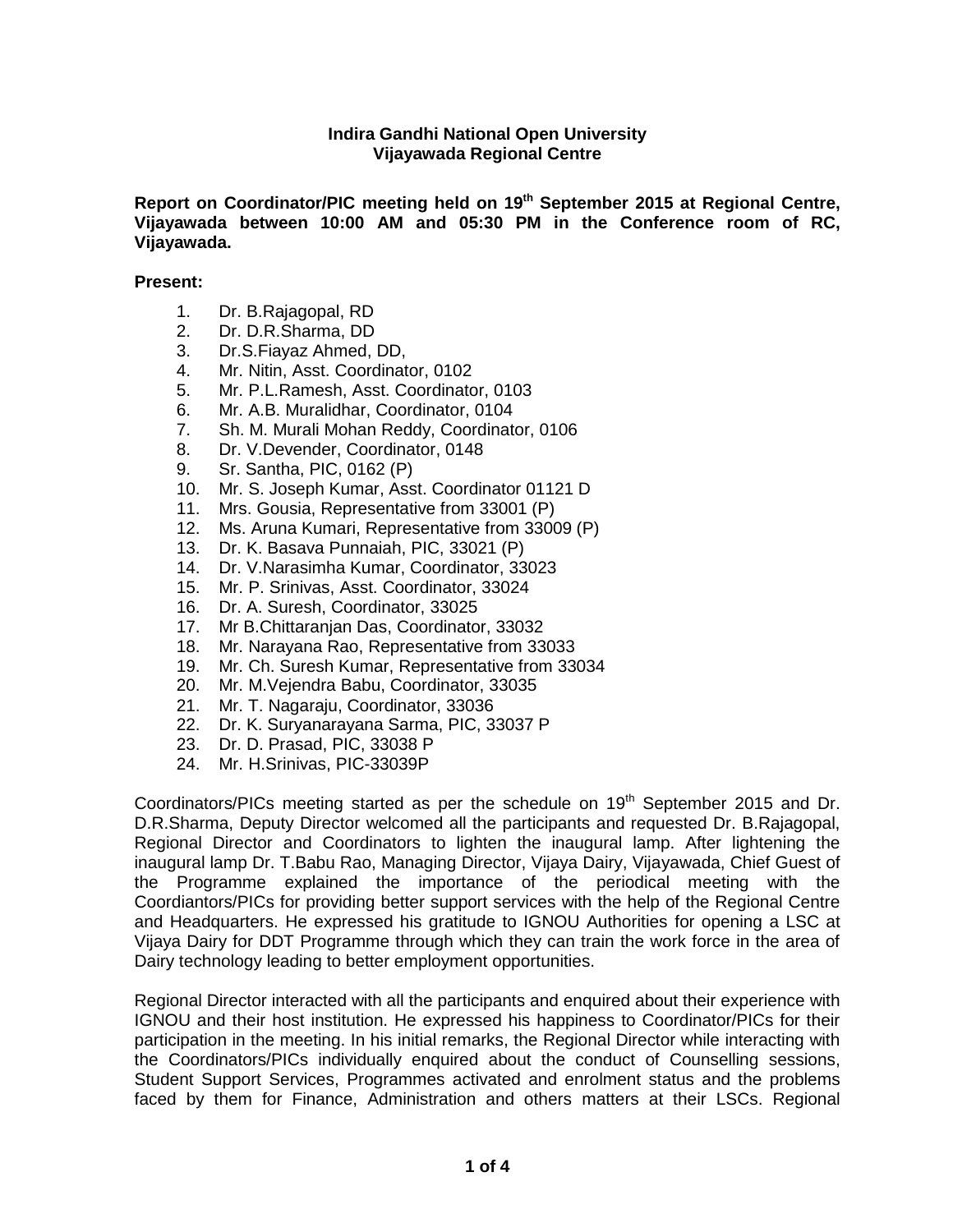**Indira Gandhi National Open University**
**Vijayawada Regional Centre**

**Report on Coordinator/PIC meeting held on 19th September 2015 at Regional Centre, Vijayawada between 10:00 AM and 05:30 PM in the Conference room of RC, Vijayawada.**

**Present:**

1. Dr. B.Rajagopal, RD
2. Dr. D.R.Sharma, DD
3. Dr.S.Fiayaz Ahmed, DD,
4. Mr. Nitin, Asst. Coordinator, 0102
5. Mr. P.L.Ramesh, Asst. Coordinator, 0103
6. Mr. A.B. Muralidhar, Coordinator, 0104
7. Sh. M. Murali Mohan Reddy, Coordinator, 0106
8. Dr. V.Devender, Coordinator, 0148
9. Sr. Santha, PIC, 0162 (P)
10. Mr. S. Joseph Kumar, Asst. Coordinator 01121 D
11. Mrs. Gousia, Representative from 33001 (P)
12. Ms. Aruna Kumari, Representative from 33009 (P)
13. Dr. K. Basava Punnaiah, PIC, 33021 (P)
14. Dr. V.Narasimha Kumar, Coordinator, 33023
15. Mr. P. Srinivas, Asst. Coordinator, 33024
16. Dr. A. Suresh, Coordinator, 33025
17. Mr B.Chittaranjan Das, Coordinator, 33032
18. Mr. Narayana Rao, Representative from 33033
19. Mr. Ch. Suresh Kumar, Representative from 33034
20. Mr. M.Vejendra Babu, Coordinator, 33035
21. Mr. T. Nagaraju, Coordinator, 33036
22. Dr. K. Suryanarayana Sarma, PIC, 33037 P
23. Dr. D. Prasad, PIC, 33038 P
24. Mr. H.Srinivas, PIC-33039P

Coordinators/PICs meeting started as per the schedule on 19th September 2015 and Dr. D.R.Sharma, Deputy Director welcomed all the participants and requested Dr. B.Rajagopal, Regional Director and Coordinators to lighten the inaugural lamp. After lightening the inaugural lamp Dr. T.Babu Rao, Managing Director, Vijaya Dairy, Vijayawada, Chief Guest of the Programme explained the importance of the periodical meeting with the Coordiantors/PICs for providing better support services with the help of the Regional Centre and Headquarters. He expressed his gratitude to IGNOU Authorities for opening a LSC at Vijaya Dairy for DDT Programme through which they can train the work force in the area of Dairy technology leading to better employment opportunities.

Regional Director interacted with all the participants and enquired about their experience with IGNOU and their host institution. He expressed his happiness to Coordinator/PICs for their participation in the meeting. In his initial remarks, the Regional Director while interacting with the Coordinators/PICs individually enquired about the conduct of Counselling sessions, Student Support Services, Programmes activated and enrolment status and the problems faced by them for Finance, Administration and others matters at their LSCs. Regional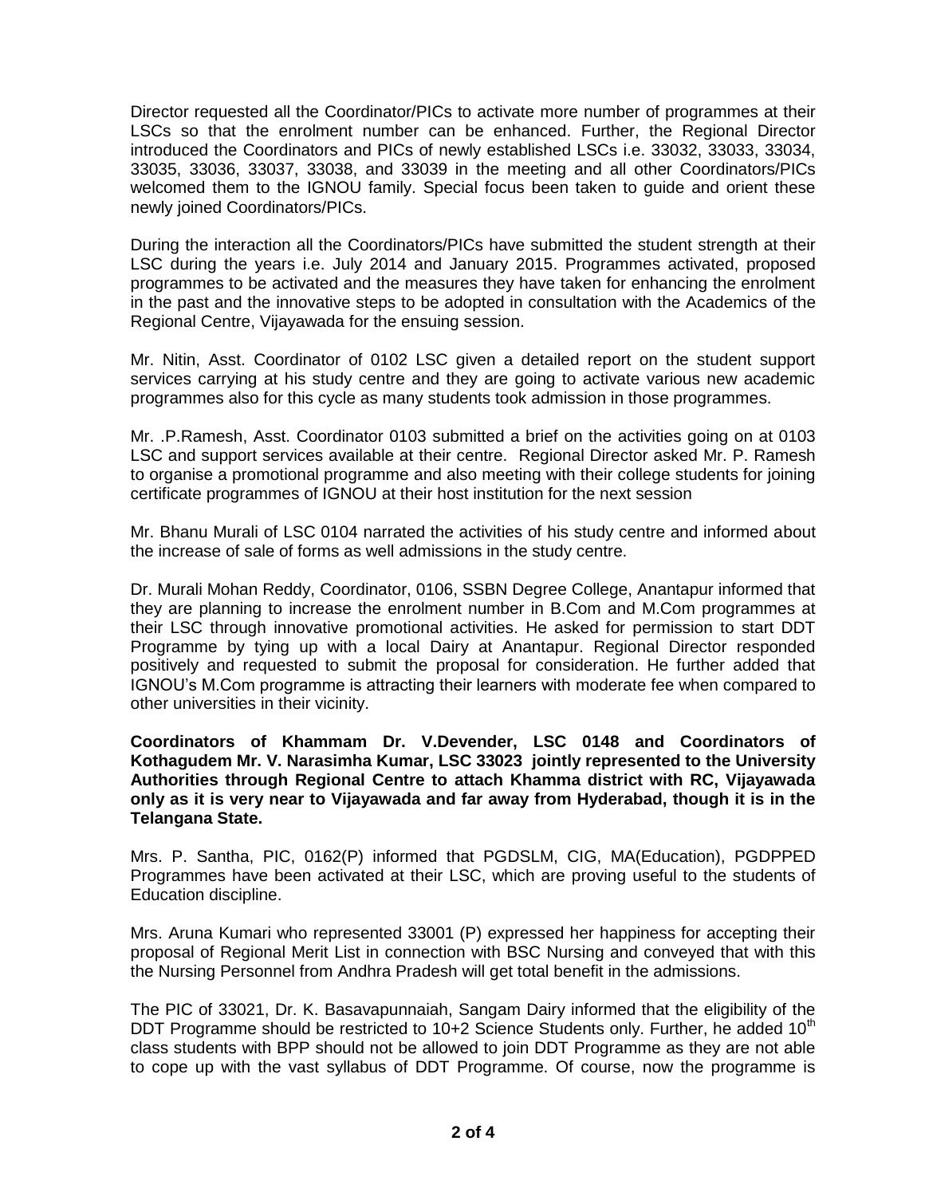Director requested all the Coordinator/PICs to activate more number of programmes at their LSCs so that the enrolment number can be enhanced. Further, the Regional Director introduced the Coordinators and PICs of newly established LSCs i.e. 33032, 33033, 33034, 33035, 33036, 33037, 33038, and 33039 in the meeting and all other Coordinators/PICs welcomed them to the IGNOU family. Special focus been taken to guide and orient these newly joined Coordinators/PICs.

During the interaction all the Coordinators/PICs have submitted the student strength at their LSC during the years i.e. July 2014 and January 2015. Programmes activated, proposed programmes to be activated and the measures they have taken for enhancing the enrolment in the past and the innovative steps to be adopted in consultation with the Academics of the Regional Centre, Vijayawada for the ensuing session.

Mr. Nitin, Asst. Coordinator of 0102 LSC given a detailed report on the student support services carrying at his study centre and they are going to activate various new academic programmes also for this cycle as many students took admission in those programmes.

Mr. .P.Ramesh, Asst. Coordinator 0103 submitted a brief on the activities going on at 0103 LSC and support services available at their centre. Regional Director asked Mr. P. Ramesh to organise a promotional programme and also meeting with their college students for joining certificate programmes of IGNOU at their host institution for the next session

Mr. Bhanu Murali of LSC 0104 narrated the activities of his study centre and informed about the increase of sale of forms as well admissions in the study centre.

Dr. Murali Mohan Reddy, Coordinator, 0106, SSBN Degree College, Anantapur informed that they are planning to increase the enrolment number in B.Com and M.Com programmes at their LSC through innovative promotional activities. He asked for permission to start DDT Programme by tying up with a local Dairy at Anantapur. Regional Director responded positively and requested to submit the proposal for consideration. He further added that IGNOU's M.Com programme is attracting their learners with moderate fee when compared to other universities in their vicinity.

**Coordinators of Khammam Dr. V.Devender, LSC 0148 and Coordinators of Kothagudem Mr. V. Narasimha Kumar, LSC 33023 jointly represented to the University Authorities through Regional Centre to attach Khamma district with RC, Vijayawada only as it is very near to Vijayawada and far away from Hyderabad, though it is in the Telangana State.**

Mrs. P. Santha, PIC, 0162(P) informed that PGDSLM, CIG, MA(Education), PGDPPED Programmes have been activated at their LSC, which are proving useful to the students of Education discipline.

Mrs. Aruna Kumari who represented 33001 (P) expressed her happiness for accepting their proposal of Regional Merit List in connection with BSC Nursing and conveyed that with this the Nursing Personnel from Andhra Pradesh will get total benefit in the admissions.

The PIC of 33021, Dr. K. Basavapunnaiah, Sangam Dairy informed that the eligibility of the DDT Programme should be restricted to 10+2 Science Students only. Further, he added 10th class students with BPP should not be allowed to join DDT Programme as they are not able to cope up with the vast syllabus of DDT Programme. Of course, now the programme is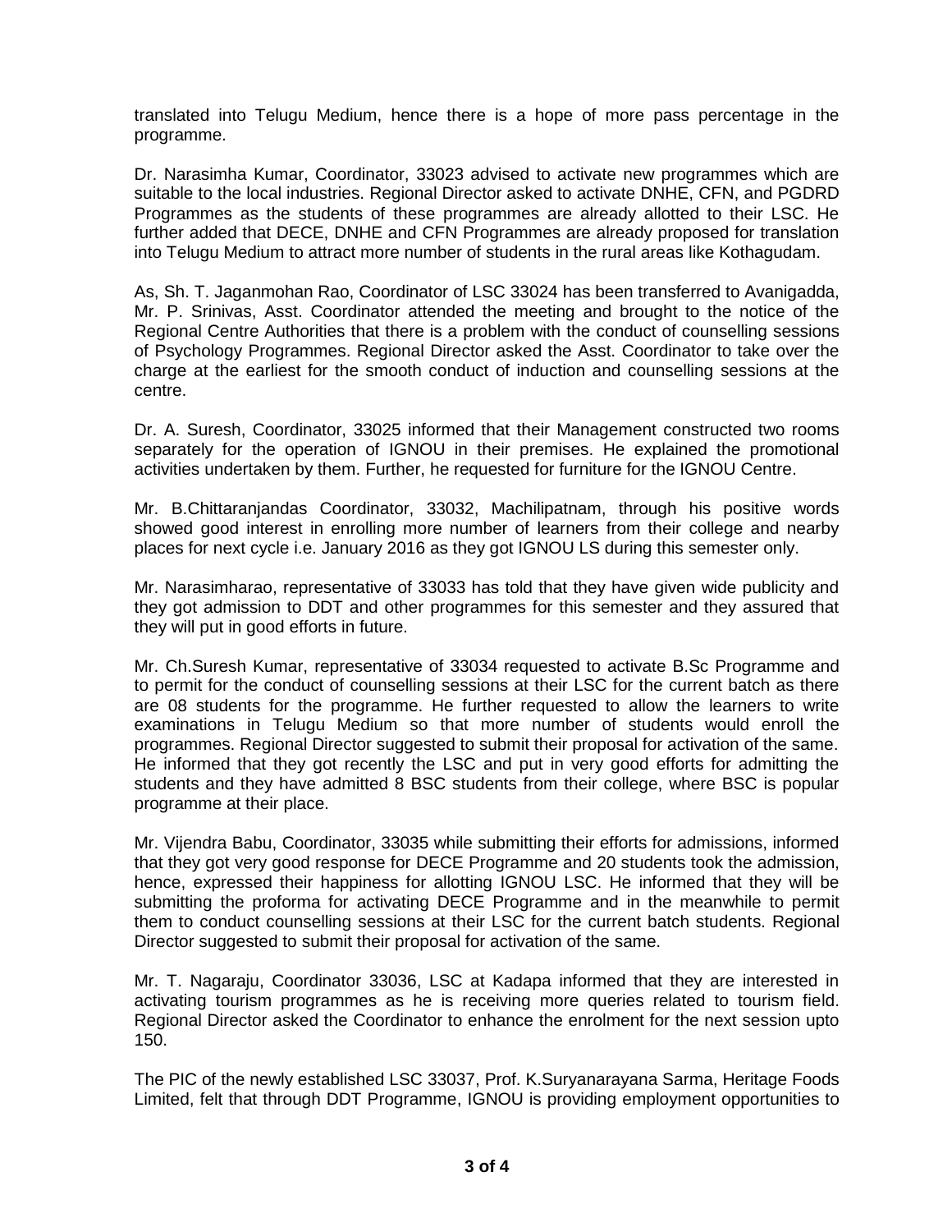translated into Telugu Medium, hence there is a hope of more pass percentage in the programme.

Dr. Narasimha Kumar, Coordinator, 33023 advised to activate new programmes which are suitable to the local industries. Regional Director asked to activate DNHE, CFN, and PGDRD Programmes as the students of these programmes are already allotted to their LSC. He further added that DECE, DNHE and CFN Programmes are already proposed for translation into Telugu Medium to attract more number of students in the rural areas like Kothagudam.

As, Sh. T. Jaganmohan Rao, Coordinator of LSC 33024 has been transferred to Avanigadda, Mr. P. Srinivas, Asst. Coordinator attended the meeting and brought to the notice of the Regional Centre Authorities that there is a problem with the conduct of counselling sessions of Psychology Programmes. Regional Director asked the Asst. Coordinator to take over the charge at the earliest for the smooth conduct of induction and counselling sessions at the centre.

Dr. A. Suresh, Coordinator, 33025 informed that their Management constructed two rooms separately for the operation of IGNOU in their premises. He explained the promotional activities undertaken by them. Further, he requested for furniture for the IGNOU Centre.

Mr. B.Chittaranjandas Coordinator, 33032, Machilipatnam, through his positive words showed good interest in enrolling more number of learners from their college and nearby places for next cycle i.e. January 2016 as they got IGNOU LS during this semester only.

Mr. Narasimharao, representative of 33033 has told that they have given wide publicity and they got admission to DDT and other programmes for this semester and they assured that they will put in good efforts in future.

Mr. Ch.Suresh Kumar, representative of 33034 requested to activate B.Sc Programme and to permit for the conduct of counselling sessions at their LSC for the current batch as there are 08 students for the programme. He further requested to allow the learners to write examinations in Telugu Medium so that more number of students would enroll the programmes. Regional Director suggested to submit their proposal for activation of the same. He informed that they got recently the LSC and put in very good efforts for admitting the students and they have admitted 8 BSC students from their college, where BSC is popular programme at their place.

Mr. Vijendra Babu, Coordinator, 33035 while submitting their efforts for admissions, informed that they got very good response for DECE Programme and 20 students took the admission, hence, expressed their happiness for allotting IGNOU LSC. He informed that they will be submitting the proforma for activating DECE Programme and in the meanwhile to permit them to conduct counselling sessions at their LSC for the current batch students. Regional Director suggested to submit their proposal for activation of the same.

Mr. T. Nagaraju, Coordinator 33036, LSC at Kadapa informed that they are interested in activating tourism programmes as he is receiving more queries related to tourism field. Regional Director asked the Coordinator to enhance the enrolment for the next session upto 150.

The PIC of the newly established LSC 33037, Prof. K.Suryanarayana Sarma, Heritage Foods Limited, felt that through DDT Programme, IGNOU is providing employment opportunities to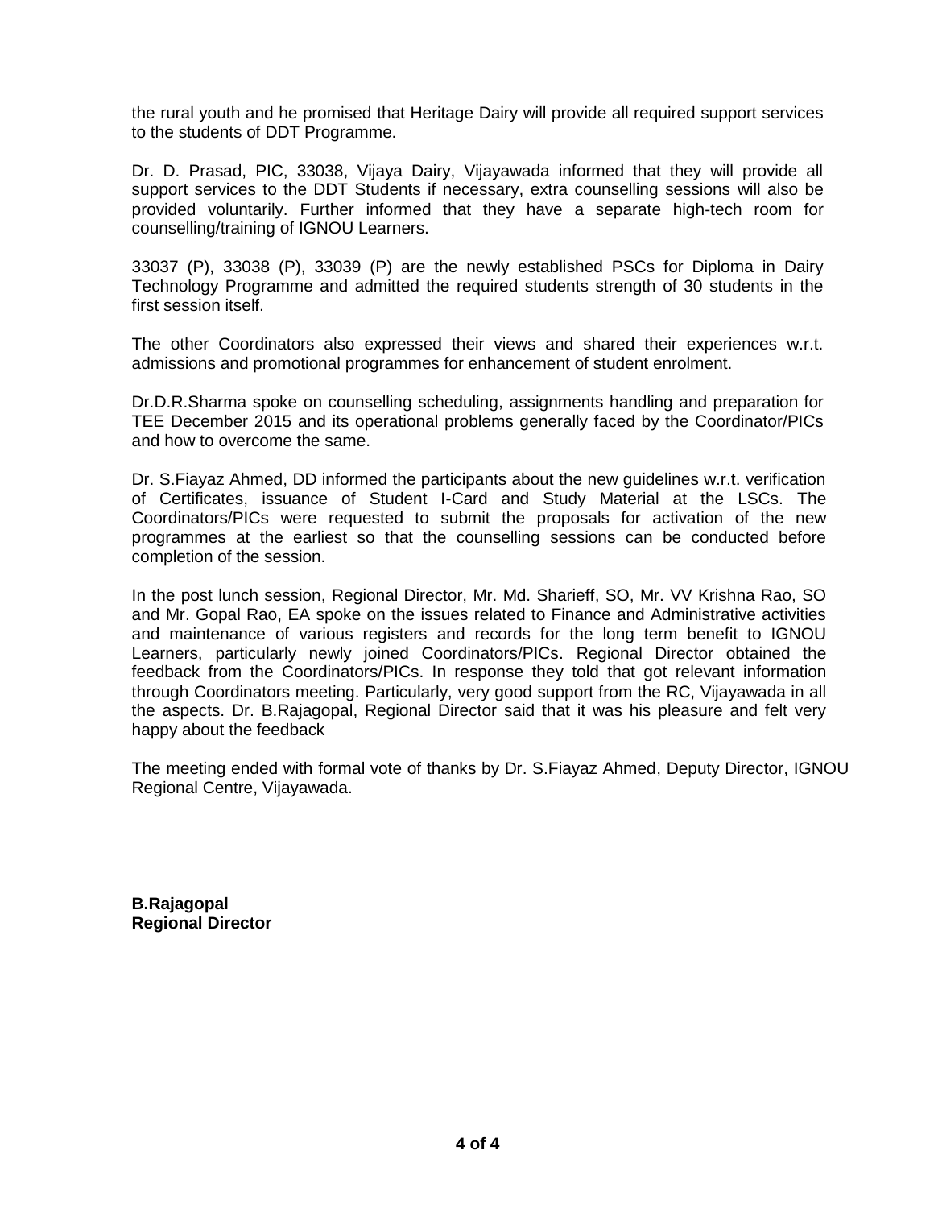the rural youth and he promised that Heritage Dairy will provide all required support services to the students of DDT Programme.

Dr. D. Prasad, PIC, 33038, Vijaya Dairy, Vijayawada informed that they will provide all support services to the DDT Students if necessary, extra counselling sessions will also be provided voluntarily. Further informed that they have a separate high-tech room for counselling/training of IGNOU Learners.

33037 (P), 33038 (P), 33039 (P) are the newly established PSCs for Diploma in Dairy Technology Programme and admitted the required students strength of 30 students in the first session itself.

The other Coordinators also expressed their views and shared their experiences w.r.t. admissions and promotional programmes for enhancement of student enrolment.

Dr.D.R.Sharma spoke on counselling scheduling, assignments handling and preparation for TEE December 2015 and its operational problems generally faced by the Coordinator/PICs and how to overcome the same.

Dr. S.Fiayaz Ahmed, DD informed the participants about the new guidelines w.r.t. verification of Certificates, issuance of Student I-Card and Study Material at the LSCs. The Coordinators/PICs were requested to submit the proposals for activation of the new programmes at the earliest so that the counselling sessions can be conducted before completion of the session.

In the post lunch session, Regional Director, Mr. Md. Sharieff, SO, Mr. VV Krishna Rao, SO and Mr. Gopal Rao, EA spoke on the issues related to Finance and Administrative activities and maintenance of various registers and records for the long term benefit to IGNOU Learners, particularly newly joined Coordinators/PICs. Regional Director obtained the feedback from the Coordinators/PICs. In response they told that got relevant information through Coordinators meeting. Particularly, very good support from the RC, Vijayawada in all the aspects. Dr. B.Rajagopal, Regional Director said that it was his pleasure and felt very happy about the feedback

The meeting ended with formal vote of thanks by Dr. S.Fiayaz Ahmed, Deputy Director, IGNOU Regional Centre, Vijayawada.

**B.Rajagopal**
**Regional Director**